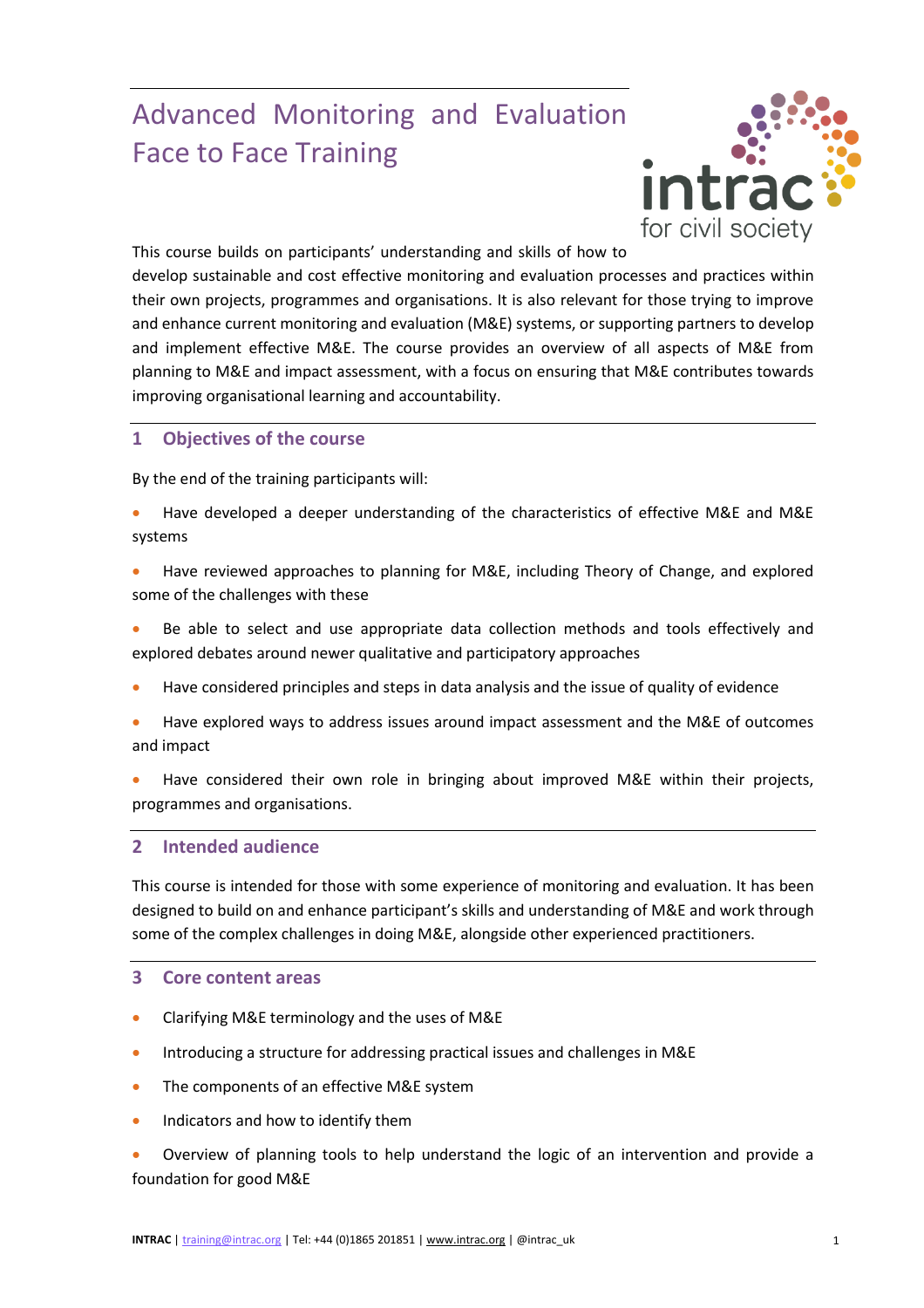# Advanced Monitoring and Evaluation Face to Face Training

This course builds on participants' understanding and skills of how to develop sustainable and cost effective monitoring and evaluation processes and practices within their own projects, programmes and organisations. It is also relevant for those trying to improve and enhance current monitoring and evaluation (M&E) systems, or supporting partners to develop and implement effective M&E. The course provides an overview of all aspects of M&E from planning to M&E and impact assessment, with a focus on ensuring that M&E contributes towards improving organisational learning and accountability.

## 1 Objectives of the course

By the end of the training participants will:

- Have developed a deeper understanding of the characteristics of effective M&E and M&E systems
- Have reviewed approaches to planning for M&E, including Theory of Change, and explored some of the challenges with these
- Be able to select and use appropriate data collection methods and tools effectively and explored debates around newer qualitative and participatory approaches
- Have considered principles and steps in data analysis and the issue of quality of evidence
- Have explored ways to address issues around impact assessment and the M&E of outcomes and impact
- Have considered their own role in bringing about improved M&E within their projects, programmes and organisations.

## 2 Intended audience

This course is intended for those with some experience of monitoring and evaluation. It has been designed to build on and enhance participant's skills and understanding of M&E and work through some of the complex challenges in doing M&E, alongside other experienced practitioners.

## 3 Core content areas

- Clarifying M&E terminology and the uses of M&E
- Introducing a structure for addressing practical issues and challenges in M&E
- The components of an effective M&E system
- Indicators and how to identify them
- Overview of planning tools to help understand the logic of an intervention and provide a foundation for good M&E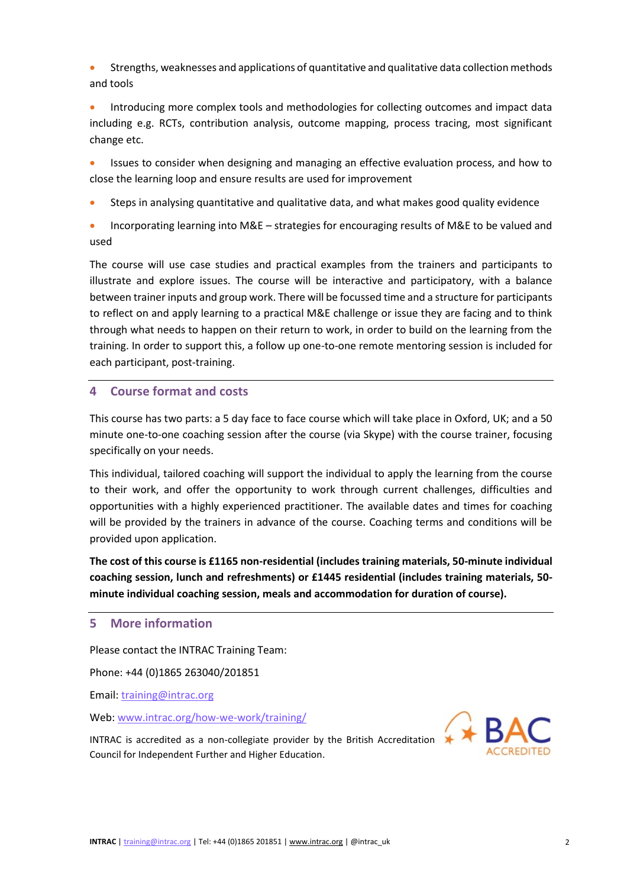- Strengths, weaknesses and applications of quantitative and qualitative data collection methods and tools
- Introducing more complex tools and methodologies for collecting outcomes and impact data including e.g. RCTs, contribution analysis, outcome mapping, process tracing, most significant change etc.
- Issues to consider when designing and managing an effective evaluation process, and how to close the learning loop and ensure results are used for improvement
- Steps in analysing quantitative and qualitative data, and what makes good quality evidence
- Incorporating learning into M&E – strategies for encouraging results of M&E to be valued and used

The course will use case studies and practical examples from the trainers and participants to illustrate and explore issues. The course will be interactive and participatory, with a balance between trainer inputs and group work. There will be focussed time and a structure for participants to reflect on and apply learning to a practical M&E challenge or issue they are facing and to think through what needs to happen on their return to work, in order to build on the learning from the training. In order to support this, a follow up one-to-one remote mentoring session is included for each participant, post-training.

## 4 Course format and costs

This course has two parts: a 5 day face to face course which will take place in Oxford, UK; and a 50 minute one-to-one coaching session after the course (via Skype) with the course trainer, focusing specifically on your needs.

This individual, tailored coaching will support the individual to apply the learning from the course to their work, and offer the opportunity to work through current challenges, difficulties and opportunities with a highly experienced practitioner. The available dates and times for coaching will be provided by the trainers in advance of the course. Coaching terms and conditions will be provided upon application.

**The cost of this course is £1165 non-residential (includes training materials, 50-minute individual coaching session, lunch and refreshments) or £1445 residential (includes training materials, 50-minute individual coaching session, meals and accommodation for duration of course).**

## 5 More information

Please contact the INTRAC Training Team:

Phone: +44 (0)1865 263040/201851

Email: training@intrac.org

Web: www.intrac.org/how-we-work/training/

INTRAC is accredited as a non-collegiate provider by the British Accreditation Council for Independent Further and Higher Education.